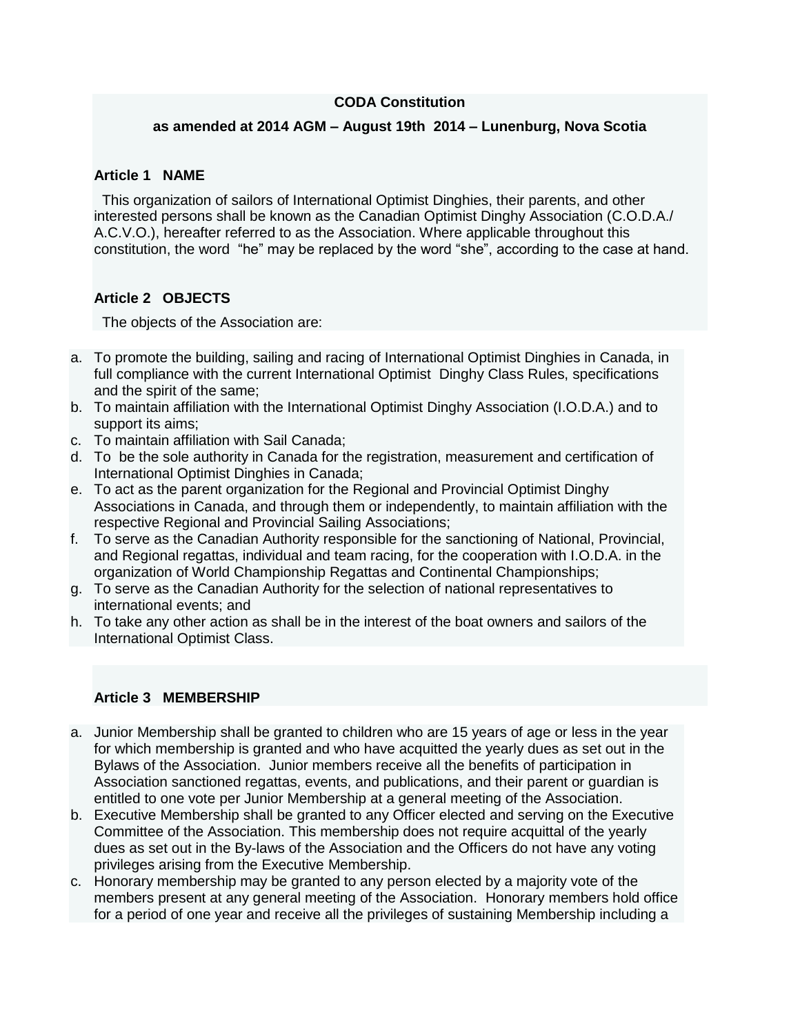**CODA Constitution**

**as amended at 2014 AGM – August 19th 2014 – Lunenburg, Nova Scotia**

### Article 1 NAME

This organization of sailors of International Optimist Dinghies, their parents, and other interested persons shall be known as the Canadian Optimist Dinghy Association (C.O.D.A./ A.C.V.O.), hereafter referred to as the Association. Where applicable throughout this constitution, the word "he" may be replaced by the word "she", according to the case at hand.

### Article 2 OBJECTS

The objects of the Association are:

a. To promote the building, sailing and racing of International Optimist Dinghies in Canada, in full compliance with the current International Optimist Dinghy Class Rules, specifications and the spirit of the same;
b. To maintain affiliation with the International Optimist Dinghy Association (I.O.D.A.) and to support its aims;
c. To maintain affiliation with Sail Canada;
d. To be the sole authority in Canada for the registration, measurement and certification of International Optimist Dinghies in Canada;
e. To act as the parent organization for the Regional and Provincial Optimist Dinghy Associations in Canada, and through them or independently, to maintain affiliation with the respective Regional and Provincial Sailing Associations;
f. To serve as the Canadian Authority responsible for the sanctioning of National, Provincial, and Regional regattas, individual and team racing, for the cooperation with I.O.D.A. in the organization of World Championship Regattas and Continental Championships;
g. To serve as the Canadian Authority for the selection of national representatives to international events; and
h. To take any other action as shall be in the interest of the boat owners and sailors of the International Optimist Class.

### Article 3 MEMBERSHIP

a. Junior Membership shall be granted to children who are 15 years of age or less in the year for which membership is granted and who have acquitted the yearly dues as set out in the Bylaws of the Association. Junior members receive all the benefits of participation in Association sanctioned regattas, events, and publications, and their parent or guardian is entitled to one vote per Junior Membership at a general meeting of the Association.
b. Executive Membership shall be granted to any Officer elected and serving on the Executive Committee of the Association. This membership does not require acquittal of the yearly dues as set out in the By-laws of the Association and the Officers do not have any voting privileges arising from the Executive Membership.
c. Honorary membership may be granted to any person elected by a majority vote of the members present at any general meeting of the Association. Honorary members hold office for a period of one year and receive all the privileges of sustaining Membership including a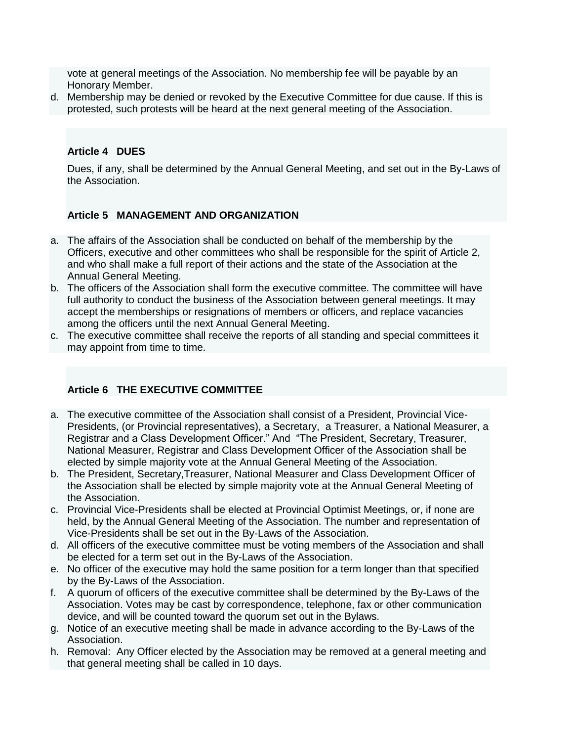vote at general meetings of the Association. No membership fee will be payable by an Honorary Member.

d. Membership may be denied or revoked by the Executive Committee for due cause. If this is protested, such protests will be heard at the next general meeting of the Association.

**Article 4 DUES**

Dues, if any, shall be determined by the Annual General Meeting, and set out in the By-Laws of the Association.

**Article 5 MANAGEMENT AND ORGANIZATION**

a. The affairs of the Association shall be conducted on behalf of the membership by the Officers, executive and other committees who shall be responsible for the spirit of Article 2, and who shall make a full report of their actions and the state of the Association at the Annual General Meeting.
b. The officers of the Association shall form the executive committee. The committee will have full authority to conduct the business of the Association between general meetings. It may accept the memberships or resignations of members or officers, and replace vacancies among the officers until the next Annual General Meeting.
c. The executive committee shall receive the reports of all standing and special committees it may appoint from time to time.

**Article 6 THE EXECUTIVE COMMITTEE**

a. The executive committee of the Association shall consist of a President, Provincial Vice-Presidents, (or Provincial representatives), a Secretary, a Treasurer, a National Measurer, a Registrar and a Class Development Officer." And "The President, Secretary, Treasurer, National Measurer, Registrar and Class Development Officer of the Association shall be elected by simple majority vote at the Annual General Meeting of the Association.
b. The President, Secretary,Treasurer, National Measurer and Class Development Officer of the Association shall be elected by simple majority vote at the Annual General Meeting of the Association.
c. Provincial Vice-Presidents shall be elected at Provincial Optimist Meetings, or, if none are held, by the Annual General Meeting of the Association. The number and representation of Vice-Presidents shall be set out in the By-Laws of the Association.
d. All officers of the executive committee must be voting members of the Association and shall be elected for a term set out in the By-Laws of the Association.
e. No officer of the executive may hold the same position for a term longer than that specified by the By-Laws of the Association.
f. A quorum of officers of the executive committee shall be determined by the By-Laws of the Association. Votes may be cast by correspondence, telephone, fax or other communication device, and will be counted toward the quorum set out in the Bylaws.
g. Notice of an executive meeting shall be made in advance according to the By-Laws of the Association.
h. Removal: Any Officer elected by the Association may be removed at a general meeting and that general meeting shall be called in 10 days.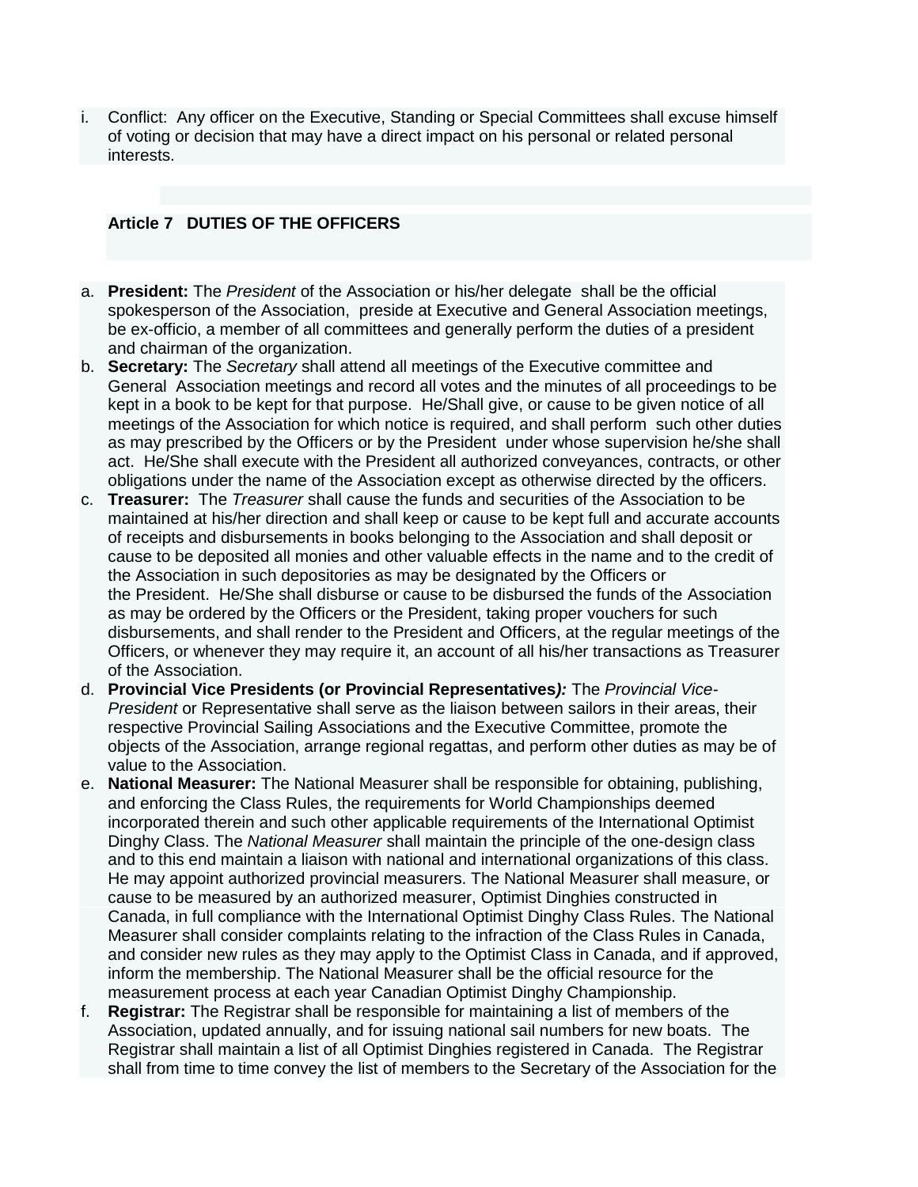i. Conflict: Any officer on the Executive, Standing or Special Committees shall excuse himself of voting or decision that may have a direct impact on his personal or related personal interests.

## Article 7 DUTIES OF THE OFFICERS

a. **President:** The *President* of the Association or his/her delegate shall be the official spokesperson of the Association, preside at Executive and General Association meetings, be ex-officio, a member of all committees and generally perform the duties of a president and chairman of the organization.
b. **Secretary:** The *Secretary* shall attend all meetings of the Executive committee and General Association meetings and record all votes and the minutes of all proceedings to be kept in a book to be kept for that purpose. He/Shall give, or cause to be given notice of all meetings of the Association for which notice is required, and shall perform such other duties as may prescribed by the Officers or by the President under whose supervision he/she shall act. He/She shall execute with the President all authorized conveyances, contracts, or other obligations under the name of the Association except as otherwise directed by the officers.
c. **Treasurer:** The *Treasurer* shall cause the funds and securities of the Association to be maintained at his/her direction and shall keep or cause to be kept full and accurate accounts of receipts and disbursements in books belonging to the Association and shall deposit or cause to be deposited all monies and other valuable effects in the name and to the credit of the Association in such depositories as may be designated by the Officers or the President. He/She shall disburse or cause to be disbursed the funds of the Association as may be ordered by the Officers or the President, taking proper vouchers for such disbursements, and shall render to the President and Officers, at the regular meetings of the Officers, or whenever they may require it, an account of all his/her transactions as Treasurer of the Association.
d. **Provincial Vice Presidents (or Provincial Representatives*):*** The *Provincial Vice-President* or Representative shall serve as the liaison between sailors in their areas, their respective Provincial Sailing Associations and the Executive Committee, promote the objects of the Association, arrange regional regattas, and perform other duties as may be of value to the Association.
e. **National Measurer:** The National Measurer shall be responsible for obtaining, publishing, and enforcing the Class Rules, the requirements for World Championships deemed incorporated therein and such other applicable requirements of the International Optimist Dinghy Class. The *National Measurer* shall maintain the principle of the one-design class and to this end maintain a liaison with national and international organizations of this class. He may appoint authorized provincial measurers. The National Measurer shall measure, or cause to be measured by an authorized measurer, Optimist Dinghies constructed in Canada, in full compliance with the International Optimist Dinghy Class Rules. The National Measurer shall consider complaints relating to the infraction of the Class Rules in Canada, and consider new rules as they may apply to the Optimist Class in Canada, and if approved, inform the membership. The National Measurer shall be the official resource for the measurement process at each year Canadian Optimist Dinghy Championship.
f. **Registrar:** The Registrar shall be responsible for maintaining a list of members of the Association, updated annually, and for issuing national sail numbers for new boats. The Registrar shall maintain a list of all Optimist Dinghies registered in Canada. The Registrar shall from time to time convey the list of members to the Secretary of the Association for the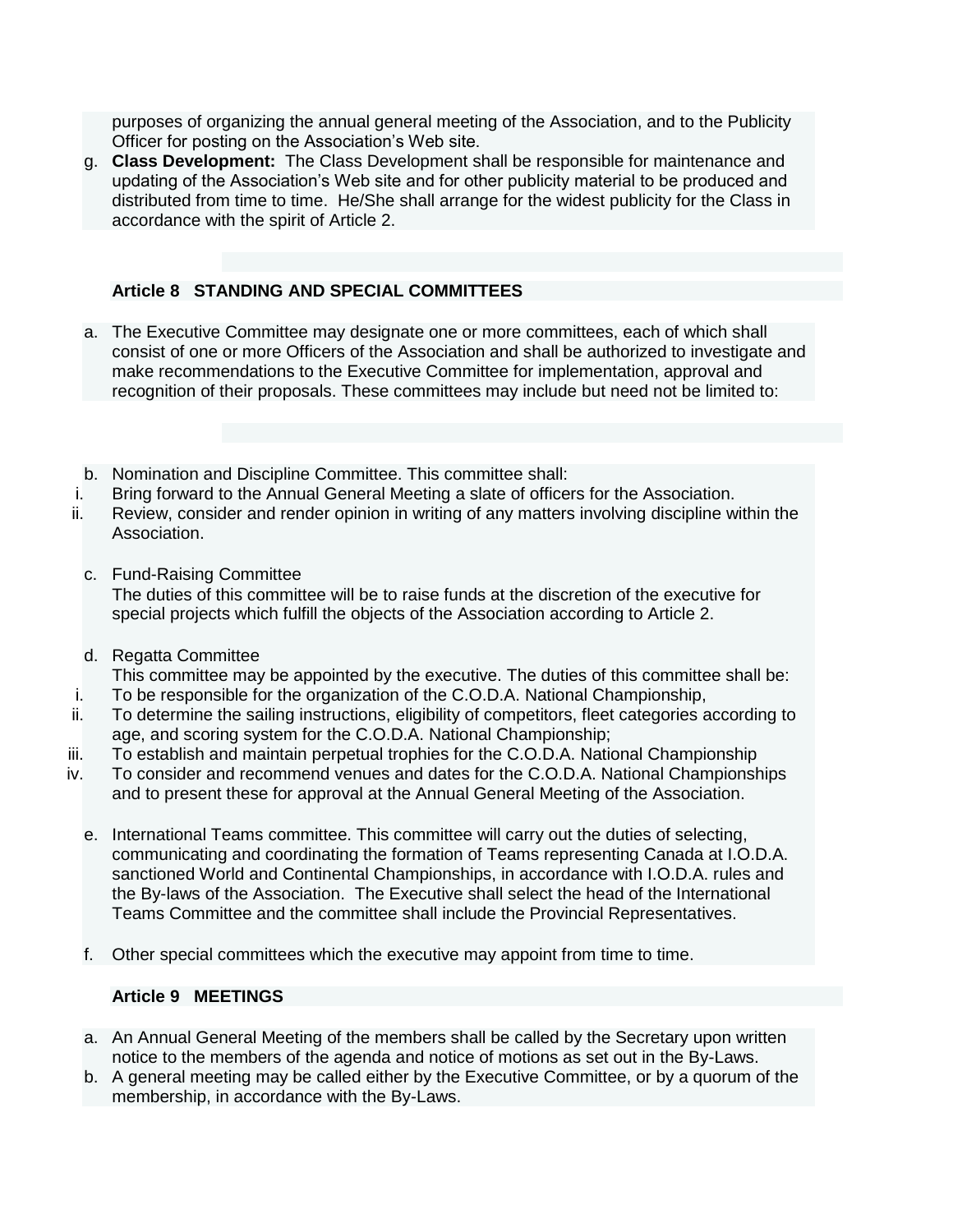purposes of organizing the annual general meeting of the Association, and to the Publicity Officer for posting on the Association's Web site.

g. **Class Development:** The Class Development shall be responsible for maintenance and updating of the Association's Web site and for other publicity material to be produced and distributed from time to time. He/She shall arrange for the widest publicity for the Class in accordance with the spirit of Article 2.

### Article 8 STANDING AND SPECIAL COMMITTEES

a. The Executive Committee may designate one or more committees, each of which shall consist of one or more Officers of the Association and shall be authorized to investigate and make recommendations to the Executive Committee for implementation, approval and recognition of their proposals. These committees may include but need not be limited to:

b. Nomination and Discipline Committee. This committee shall:
   i. Bring forward to the Annual General Meeting a slate of officers for the Association.
   ii. Review, consider and render opinion in writing of any matters involving discipline within the Association.

c. Fund-Raising Committee
   The duties of this committee will be to raise funds at the discretion of the executive for special projects which fulfill the objects of the Association according to Article 2.

d. Regatta Committee
   This committee may be appointed by the executive. The duties of this committee shall be:
   i. To be responsible for the organization of the C.O.D.A. National Championship,
   ii. To determine the sailing instructions, eligibility of competitors, fleet categories according to age, and scoring system for the C.O.D.A. National Championship;
   iii. To establish and maintain perpetual trophies for the C.O.D.A. National Championship
   iv. To consider and recommend venues and dates for the C.O.D.A. National Championships and to present these for approval at the Annual General Meeting of the Association.

e. International Teams committee. This committee will carry out the duties of selecting, communicating and coordinating the formation of Teams representing Canada at I.O.D.A. sanctioned World and Continental Championships, in accordance with I.O.D.A. rules and the By-laws of the Association. The Executive shall select the head of the International Teams Committee and the committee shall include the Provincial Representatives.

f. Other special committees which the executive may appoint from time to time.

### Article 9 MEETINGS

a. An Annual General Meeting of the members shall be called by the Secretary upon written notice to the members of the agenda and notice of motions as set out in the By-Laws.
b. A general meeting may be called either by the Executive Committee, or by a quorum of the membership, in accordance with the By-Laws.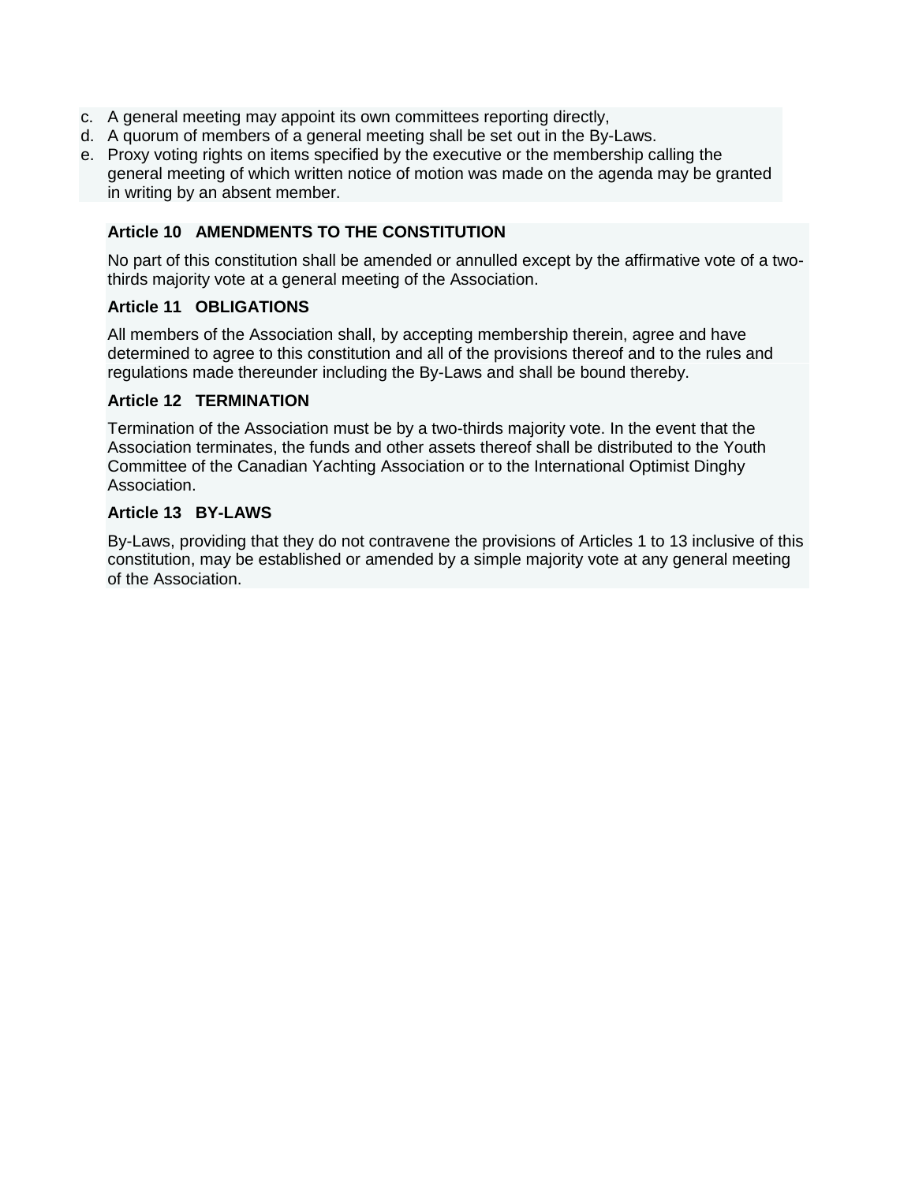c. A general meeting may appoint its own committees reporting directly,
d. A quorum of members of a general meeting shall be set out in the By-Laws.
e. Proxy voting rights on items specified by the executive or the membership calling the general meeting of which written notice of motion was made on the agenda may be granted in writing by an absent member.

**Article 10 AMENDMENTS TO THE CONSTITUTION**

No part of this constitution shall be amended or annulled except by the affirmative vote of a two-thirds majority vote at a general meeting of the Association.

**Article 11 OBLIGATIONS**

All members of the Association shall, by accepting membership therein, agree and have determined to agree to this constitution and all of the provisions thereof and to the rules and regulations made thereunder including the By-Laws and shall be bound thereby.

**Article 12 TERMINATION**

Termination of the Association must be by a two-thirds majority vote. In the event that the Association terminates, the funds and other assets thereof shall be distributed to the Youth Committee of the Canadian Yachting Association or to the International Optimist Dinghy Association.

**Article 13 BY-LAWS**

By-Laws, providing that they do not contravene the provisions of Articles 1 to 13 inclusive of this constitution, may be established or amended by a simple majority vote at any general meeting of the Association.